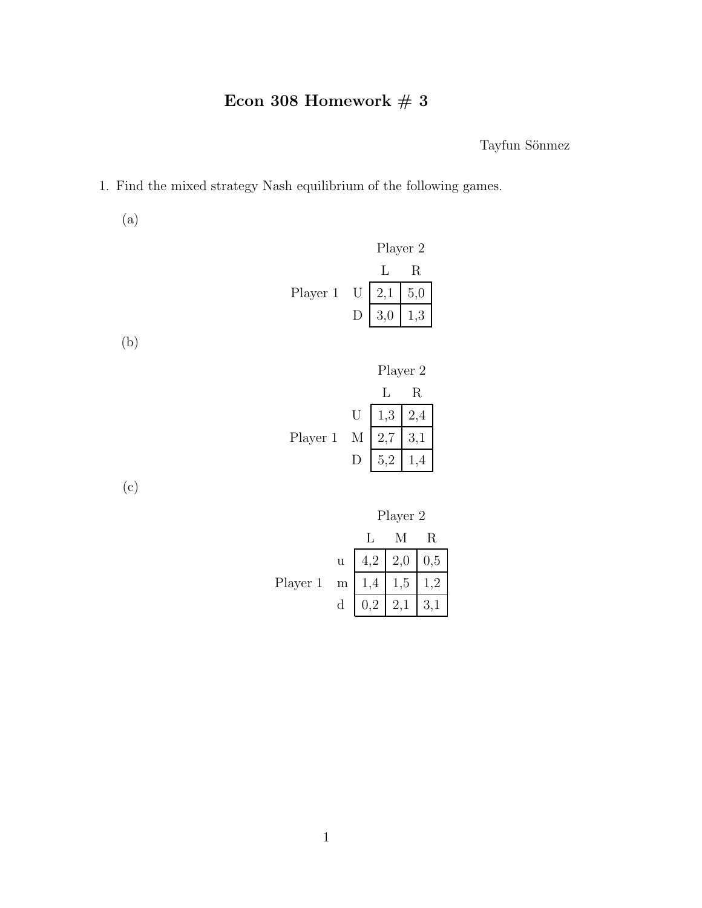# Econ 308 Homework # 3

Tayfun Sönmez

1. Find the mixed strategy Nash equilibrium of the following games.

   (a)

   Player 2

   | Player 1 | L | R |
   |---|---|---|
   | U | 2,1 | 5,0 |
   | D | 3,0 | 1,3 |

   (b)

   Player 2

   | Player 1 | L | R |
   |---|---|---|
   | U | 1,3 | 2,4 |
   | M | 2,7 | 3,1 |
   | D | 5,2 | 1,4 |

   (c)

   Player 2

   | Player 1 | L | M | R |
   |---|---|---|---|
   | u | 4,2 | 2,0 | 0,5 |
   | m | 1,4 | 1,5 | 1,2 |
   | d | 0,2 | 2,1 | 3,1 |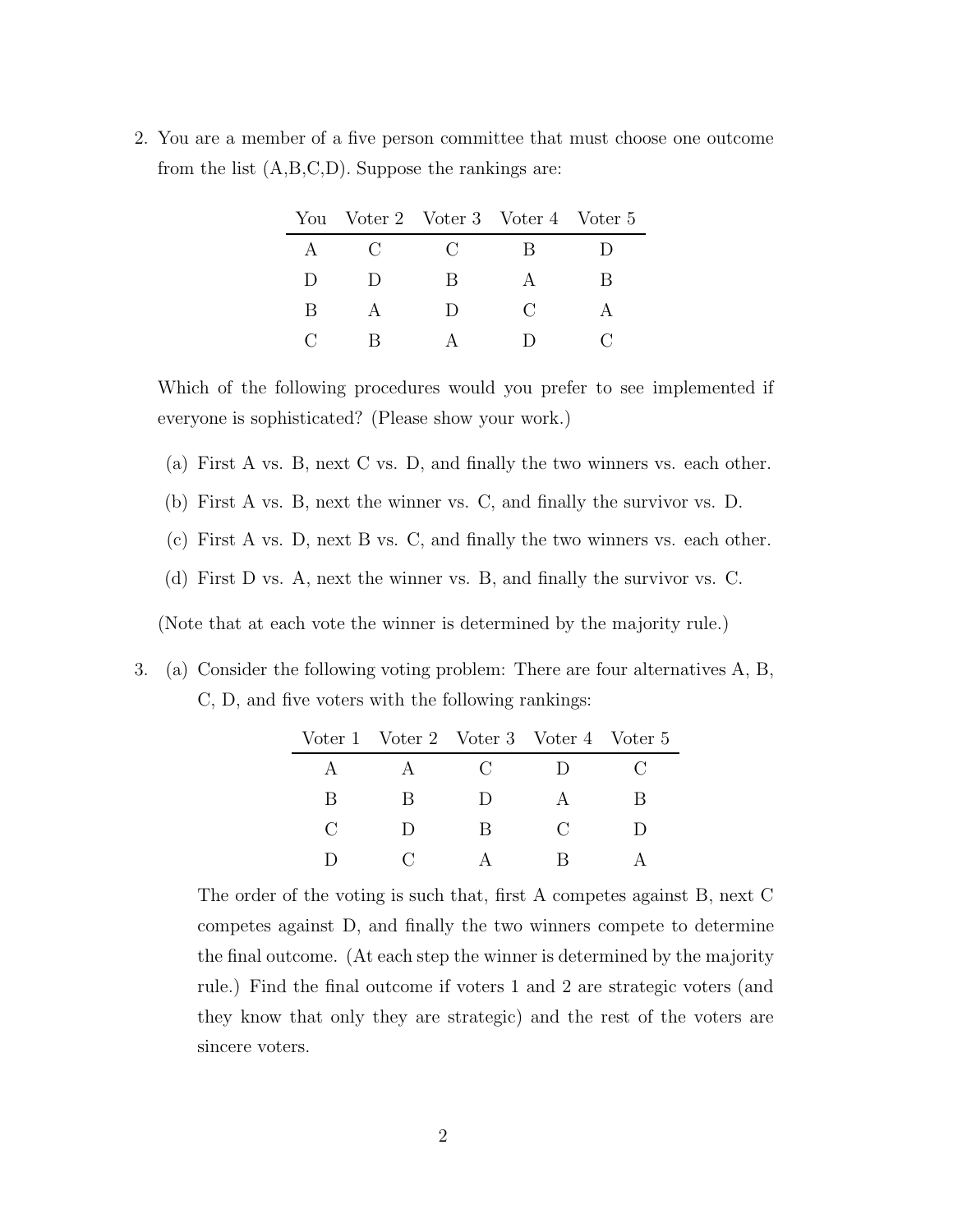2. You are a member of a five person committee that must choose one outcome from the list (A,B,C,D). Suppose the rankings are:

| You | Voter 2 | Voter 3 | Voter 4 | Voter 5 |
|---|---|---|---|---|
| A | C | C | B | D |
| D | D | B | A | B |
| B | A | D | C | A |
| C | B | A | D | C |

Which of the following procedures would you prefer to see implemented if everyone is sophisticated? (Please show your work.)

(a) First A vs. B, next C vs. D, and finally the two winners vs. each other.

(b) First A vs. B, next the winner vs. C, and finally the survivor vs. D.

(c) First A vs. D, next B vs. C, and finally the two winners vs. each other.

(d) First D vs. A, next the winner vs. B, and finally the survivor vs. C.

(Note that at each vote the winner is determined by the majority rule.)

3. (a) Consider the following voting problem: There are four alternatives A, B, C, D, and five voters with the following rankings:

| Voter 1 | Voter 2 | Voter 3 | Voter 4 | Voter 5 |
|---|---|---|---|---|
| A | A | C | D | C |
| B | B | D | A | B |
| C | D | B | C | D |
| D | C | A | B | A |

The order of the voting is such that, first A competes against B, next C competes against D, and finally the two winners compete to determine the final outcome. (At each step the winner is determined by the majority rule.) Find the final outcome if voters 1 and 2 are strategic voters (and they know that only they are strategic) and the rest of the voters are sincere voters.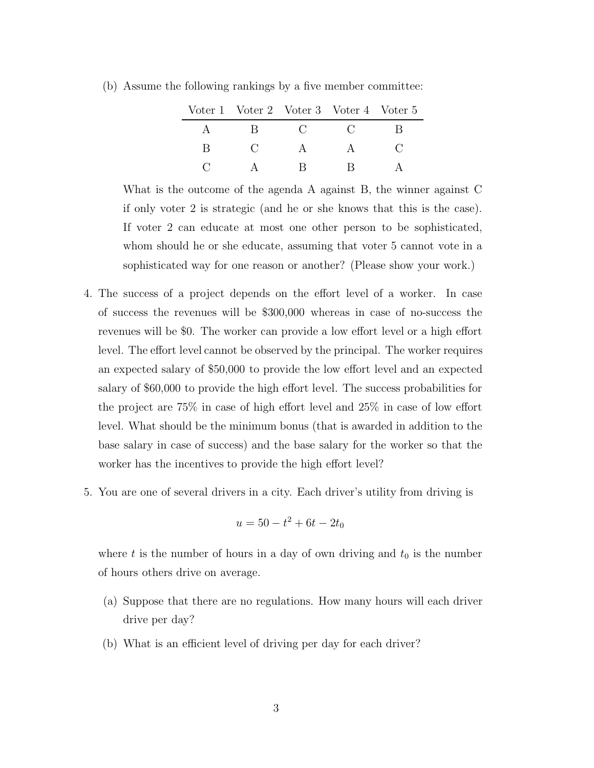(b) Assume the following rankings by a five member committee:

| Voter 1 | Voter 2 | Voter 3 | Voter 4 | Voter 5 |
|---|---|---|---|---|
| A | B | C | C | B |
| B | C | A | A | C |
| C | A | B | B | A |

What is the outcome of the agenda A against B, the winner against C if only voter 2 is strategic (and he or she knows that this is the case). If voter 2 can educate at most one other person to be sophisticated, whom should he or she educate, assuming that voter 5 cannot vote in a sophisticated way for one reason or another? (Please show your work.)

4. The success of a project depends on the effort level of a worker. In case of success the revenues will be \$300,000 whereas in case of no-success the revenues will be \$0. The worker can provide a low effort level or a high effort level. The effort level cannot be observed by the principal. The worker requires an expected salary of \$50,000 to provide the low effort level and an expected salary of \$60,000 to provide the high effort level. The success probabilities for the project are 75% in case of high effort level and 25% in case of low effort level. What should be the minimum bonus (that is awarded in addition to the base salary in case of success) and the base salary for the worker so that the worker has the incentives to provide the high effort level?

5. You are one of several drivers in a city. Each driver's utility from driving is

$$u = 50 - t^2 + 6t - 2t_0$$

where $t$ is the number of hours in a day of own driving and $t_0$ is the number of hours others drive on average.

(a) Suppose that there are no regulations. How many hours will each driver drive per day?

(b) What is an efficient level of driving per day for each driver?